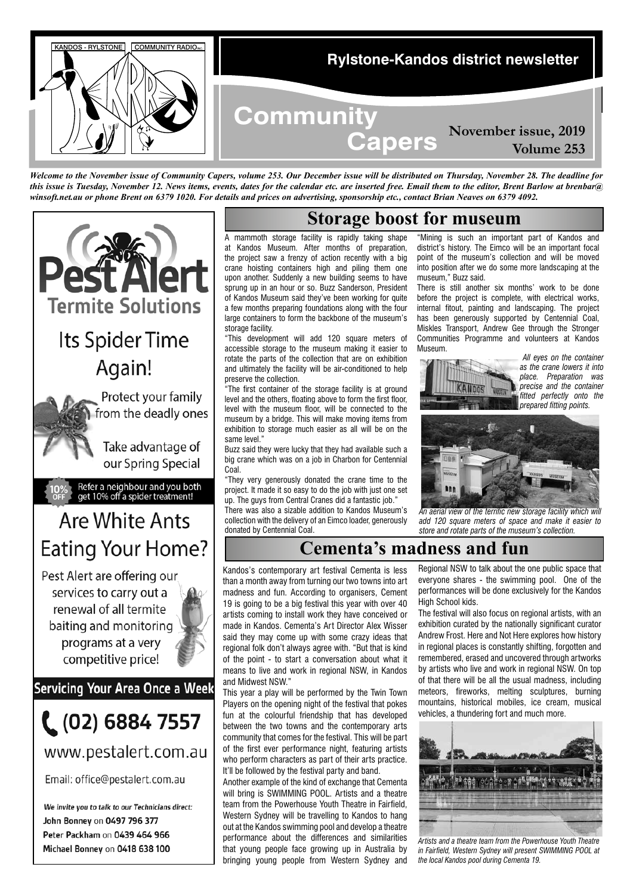# Rylstone-Kandos district newsletter

# Community Capers

**November issue, 2019**
**Volume 253**

***Welcome to the November issue of Community Capers, volume 253. Our December issue will be distributed on Thursday, November 28. The deadline for this issue is Tuesday, November 12. News items, events, dates for the calendar etc. are inserted free. Email them to the editor, Brent Barlow at brenbar@winsoft.net.au or phone Brent on 6379 1020. For details and prices on advertising, sponsorship etc., contact Brian Neaves on 6379 4092.***

## Storage boost for museum

A mammoth storage facility is rapidly taking shape at Kandos Museum. After months of preparation, the project saw a frenzy of action recently with a big crane hoisting containers high and piling them one upon another. Suddenly a new building seems to have sprung up in an hour or so. Buzz Sanderson, President of Kandos Museum said they've been working for quite a few months preparing foundations along with the four large containers to form the backbone of the museum's storage facility.

"This development will add 120 square meters of accessible storage to the museum making it easier to rotate the parts of the collection that are on exhibition and ultimately the facility will be air-conditioned to help preserve the collection.

"The first container of the storage facility is at ground level and the others, floating above to form the first floor, level with the museum floor, will be connected to the museum by a bridge. This will make moving items from exhibition to storage much easier as all will be on the same level."

Buzz said they were lucky that they had available such a big crane which was on a job in Charbon for Centennial Coal.

"They very generously donated the crane time to the project. It made it so easy to do the job with just one set up. The guys from Central Cranes did a fantastic job."

There was also a sizable addition to Kandos Museum's collection with the delivery of an Eimco loader, generously donated by Centennial Coal.

"Mining is such an important part of Kandos and district's history. The Eimco will be an important focal point of the museum's collection and will be moved into position after we do some more landscaping at the museum," Buzz said.

There is still another six months' work to be done before the project is complete, with electrical works, internal fitout, painting and landscaping. The project has been generously supported by Centennial Coal, Miskles Transport, Andrew Gee through the Stronger Communities Programme and volunteers at Kandos Museum.

*All eyes on the container as the crane lowers it into place. Preparation was precise and the container fitted perfectly onto the prepared fitting points.*

*An aerial view of the terrific new storage facility which will add 120 square meters of space and make it easier to store and rotate parts of the museum's collection.*

## Cementa's madness and fun

Kandos's contemporary art festival Cementa is less than a month away from turning our two towns into art madness and fun. According to organisers, Cement 19 is going to be a big festival this year with over 40 artists coming to install work they have conceived or made in Kandos. Cementa's Art Director Alex Wisser said they may come up with some crazy ideas that regional folk don't always agree with. "But that is kind of the point - to start a conversation about what it means to live and work in regional NSW, in Kandos and Midwest NSW."

This year a play will be performed by the Twin Town Players on the opening night of the festival that pokes fun at the colourful friendship that has developed between the two towns and the contemporary arts community that comes for the festival. This will be part of the first ever performance night, featuring artists who perform characters as part of their arts practice. It'll be followed by the festival party and band.

Another example of the kind of exchange that Cementa will bring is SWIMMING POOL. Artists and a theatre team from the Powerhouse Youth Theatre in Fairfield, Western Sydney will be travelling to Kandos to hang out at the Kandos swimming pool and develop a theatre performance about the differences and similarities that young people face growing up in Australia by bringing young people from Western Sydney and Regional NSW to talk about the one public space that everyone shares - the swimming pool. One of the performances will be done exclusively for the Kandos High School kids.

The festival will also focus on regional artists, with an exhibition curated by the nationally significant curator Andrew Frost. Here and Not Here explores how history in regional places is constantly shifting, forgotten and remembered, erased and uncovered through artworks by artists who live and work in regional NSW. On top of that there will be all the usual madness, including meteors, fireworks, melting sculptures, burning mountains, historical mobiles, ice cream, musical vehicles, a thundering fort and much more.

*Artists and a theatre team from the Powerhouse Youth Theatre in Fairfield, Western Sydney will present SWIMMING POOL at the local Kandos pool during Cementa 19.*

---

# Pest Alert
## Termite Solutions

## Its Spider Time Again!

Protect your family from the deadly ones

Take advantage of our Spring Special

10% OFF — Refer a neighbour and you both get 10% off a spider treatment!

## Are White Ants Eating Your Home?

Pest Alert are offering our services to carry out a renewal of all termite baiting and monitoring programs at a very competitive price!

**Servicing Your Area Once a Week**

**(02) 6884 7557**

www.pestalert.com.au

Email: office@pestalert.com.au

*We invite you to talk to our Technicians direct:*
John Bonney on **0497 796 377**
Peter Packham on **0439 464 966**
Michael Bonney on **0418 638 100**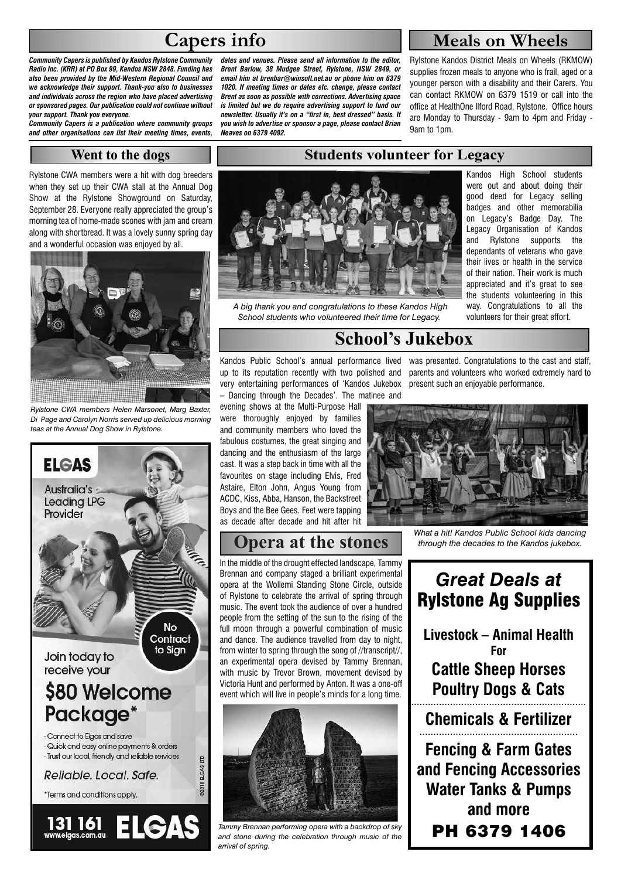## Capers info

***Community Capers is published by Kandos Rylstone Community Radio Inc. (KRR) at PO Box 99, Kandos NSW 2848. Funding has also been provided by the Mid-Western Regional Council and we acknowledge their support. Thank-you also to businesses and individuals across the region who have placed advertising or sponsored pages. Our publication could not continue without your support. Thank you everyone.***

***Community Capers is a publication where community groups and other organisations can list their meeting times, events, dates and venues. Please send all information to the editor, Brent Barlow, 38 Mudgee Street, Rylstone, NSW 2849, or email him at brenbar@winsoft.net.au or phone him on 6379 1020. If meeting times or dates etc. change, please contact Brent as soon as possible with corrections. Advertising space is limited but we do require advertising support to fund our newsletter. Usually it's on a "first in, best dressed" basis. If you wish to advertise or sponsor a page, please contact Brian Neaves on 6379 4092.***

## Meals on Wheels

Rylstone Kandos District Meals on Wheels (RKMOW) supplies frozen meals to anyone who is frail, aged or a younger person with a disability and their Carers. You can contact RKMOW on 6379 1519 or call into the office at HealthOne Ilford Road, Rylstone. Office hours are Monday to Thursday - 9am to 4pm and Friday - 9am to 1pm.

## Went to the dogs

Rylstone CWA members were a hit with dog breeders when they set up their CWA stall at the Annual Dog Show at the Rylstone Showground on Saturday, September 28. Everyone really appreciated the group's morning tea of home-made scones with jam and cream along with shortbread. It was a lovely sunny spring day and a wonderful occasion was enjoyed by all.

*Rylstone CWA members Helen Marsonet, Marg Baxter, Di Page and Carolyn Norris served up delicious morning teas at the Annual Dog Show in Rylstone.*

**ELGAS**

Australia's Leading LPG Provider

No Contract to Sign

Join today to receive your

**$80 Welcome Package***

- Connect to Elgas and save
- Quick and easy online payments & orders
- Trust our local, friendly and reliable services

*Reliable. Local. Safe.*

*Terms and conditions apply.

©2018 ELGAS LTD.

**131 161** www.elgas.com.au **ELGAS**

## Students volunteer for Legacy

*A big thank you and congratulations to these Kandos High School students who volunteered their time for Legacy.*

Kandos High School students were out and about doing their good deed for Legacy selling badges and other memorabilia on Legacy's Badge Day. The Legacy Organisation of Kandos and Rylstone supports the dependants of veterans who gave their lives or health in the service of their nation. Their work is much appreciated and it's great to see the students volunteering in this way. Congratulations to all the volunteers for their great effort.

## School's Jukebox

Kandos Public School's annual performance lived up to its reputation recently with two polished and very entertaining performances of 'Kandos Jukebox – Dancing through the Decades'. The matinee and evening shows at the Multi-Purpose Hall were thoroughly enjoyed by families and community members who loved the fabulous costumes, the great singing and dancing and the enthusiasm of the large cast. It was a step back in time with all the favourites on stage including Elvis, Fred Astaire, Elton John, Angus Young from ACDC, Kiss, Abba, Hanson, the Backstreet Boys and the Bee Gees. Feet were tapping as decade after decade and hit after hit was presented. Congratulations to the cast and staff, parents and volunteers who worked extremely hard to present such an enjoyable performance.

*What a hit! Kandos Public School kids dancing through the decades to the Kandos jukebox.*

## Opera at the stones

In the middle of the drought effected landscape, Tammy Brennan and company staged a brilliant experimental opera at the Wollemi Standing Stone Circle, outside of Rylstone to celebrate the arrival of spring through music. The event took the audience of over a hundred people from the setting of the sun to the rising of the full moon through a powerful combination of music and dance. The audience travelled from day to night, from winter to spring through the song of //transcript//, an experimental opera devised by Tammy Brennan, with music by Trevor Brown, movement devised by Victoria Hunt and performed by Anton. It was a one-off event which will live in people's minds for a long time.

*Tammy Brennan performing opera with a backdrop of sky and stone during the celebration through music of the arrival of spring.*

***Great Deals at***
**Rylstone Ag Supplies**

**Livestock – Animal Health**
**For**
**Cattle Sheep Horses**
**Poultry Dogs & Cats**

**Chemicals & Fertilizer**

**Fencing & Farm Gates and Fencing Accessories**
**Water Tanks & Pumps and more**

**PH 6379 1406**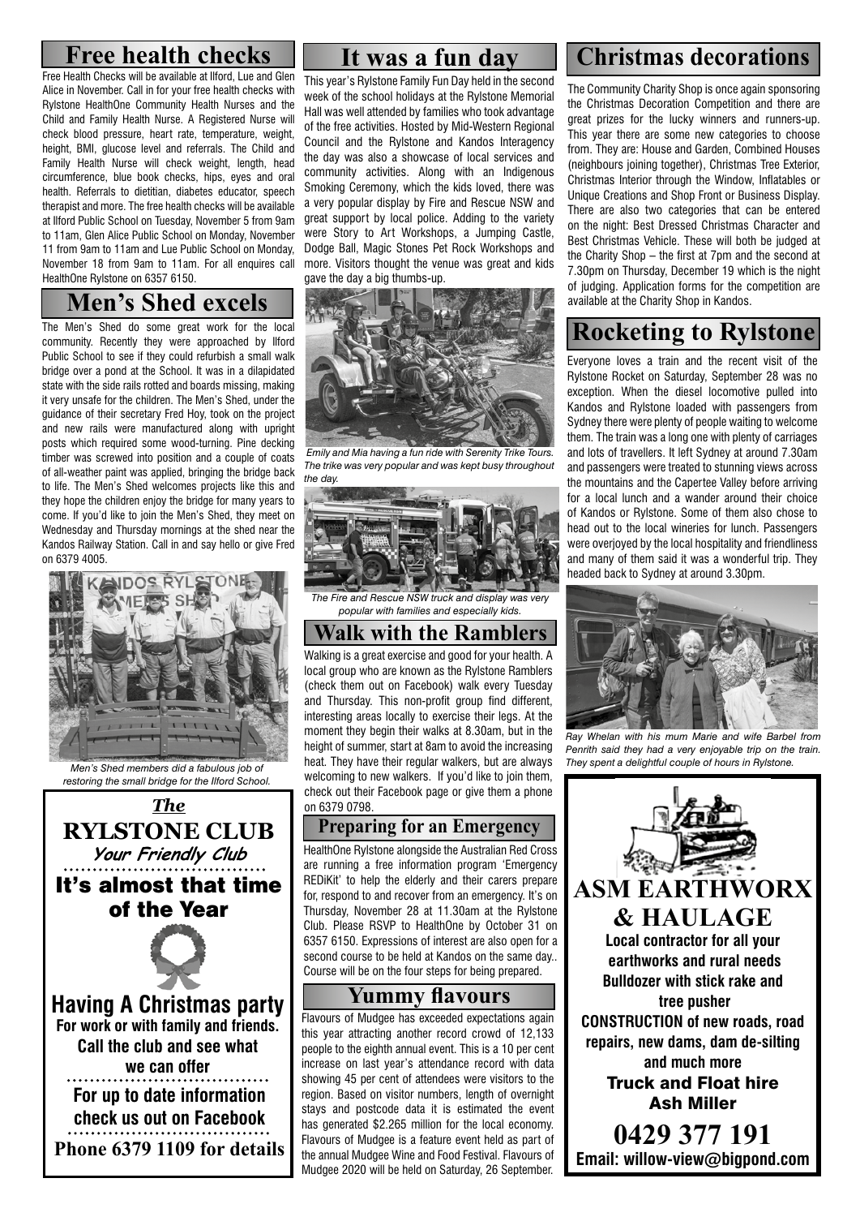## Free health checks

Free Health Checks will be available at Ilford, Lue and Glen Alice in November. Call in for your free health checks with Rylstone HealthOne Community Health Nurses and the Child and Family Health Nurse. A Registered Nurse will check blood pressure, heart rate, temperature, weight, height, BMI, glucose level and referrals. The Child and Family Health Nurse will check weight, length, head circumference, blue book checks, hips, eyes and oral health. Referrals to dietitian, diabetes educator, speech therapist and more. The free health checks will be available at Ilford Public School on Tuesday, November 5 from 9am to 11am, Glen Alice Public School on Monday, November 11 from 9am to 11am and Lue Public School on Monday, November 18 from 9am to 11am. For all enquires call HealthOne Rylstone on 6357 6150.

## Men's Shed excels

The Men's Shed do some great work for the local community. Recently they were approached by Ilford Public School to see if they could refurbish a small walk bridge over a pond at the School. It was in a dilapidated state with the side rails rotted and boards missing, making it very unsafe for the children. The Men's Shed, under the guidance of their secretary Fred Hoy, took on the project and new rails were manufactured along with upright posts which required some wood-turning. Pine decking timber was screwed into position and a couple of coats of all-weather paint was applied, bringing the bridge back to life. The Men's Shed welcomes projects like this and they hope the children enjoy the bridge for many years to come. If you'd like to join the Men's Shed, they meet on Wednesday and Thursday mornings at the shed near the Kandos Railway Station. Call in and say hello or give Fred on 6379 4005.

*Men's Shed members did a fabulous job of restoring the small bridge for the Ilford School.*

***The***
**RYLSTONE CLUB**
***Your Friendly Club***

**It's almost that time of the Year**

**Having A Christmas party**
**For work or with family and friends.**
**Call the club and see what we can offer**

**For up to date information check us out on Facebook**

**Phone 6379 1109 for details**

## It was a fun day

This year's Rylstone Family Fun Day held in the second week of the school holidays at the Rylstone Memorial Hall was well attended by families who took advantage of the free activities. Hosted by Mid-Western Regional Council and the Rylstone and Kandos Interagency the day was also a showcase of local services and community activities. Along with an Indigenous Smoking Ceremony, which the kids loved, there was a very popular display by Fire and Rescue NSW and great support by local police. Adding to the variety were Story to Art Workshops, a Jumping Castle, Dodge Ball, Magic Stones Pet Rock Workshops and more. Visitors thought the venue was great and kids gave the day a big thumbs-up.

*Emily and Mia having a fun ride with Serenity Trike Tours. The trike was very popular and was kept busy throughout the day.*

*The Fire and Rescue NSW truck and display was very popular with families and especially kids.*

## Walk with the Ramblers

Walking is a great exercise and good for your health. A local group who are known as the Rylstone Ramblers (check them out on Facebook) walk every Tuesday and Thursday. This non-profit group find different, interesting areas locally to exercise their legs. At the moment they begin their walks at 8.30am, but in the height of summer, start at 8am to avoid the increasing heat. They have their regular walkers, but are always welcoming to new walkers. If you'd like to join them, check out their Facebook page or give them a phone on 6379 0798.

## Preparing for an Emergency

HealthOne Rylstone alongside the Australian Red Cross are running a free information program 'Emergency REDiKit' to help the elderly and their carers prepare for, respond to and recover from an emergency. It's on Thursday, November 28 at 11.30am at the Rylstone Club. Please RSVP to HealthOne by October 31 on 6357 6150. Expressions of interest are also open for a second course to be held at Kandos on the same day.. Course will be on the four steps for being prepared.

## Yummy flavours

Flavours of Mudgee has exceeded expectations again this year attracting another record crowd of 12,133 people to the eighth annual event. This is a 10 per cent increase on last year's attendance record with data showing 45 per cent of attendees were visitors to the region. Based on visitor numbers, length of overnight stays and postcode data it is estimated the event has generated $2.265 million for the local economy. Flavours of Mudgee is a feature event held as part of the annual Mudgee Wine and Food Festival. Flavours of Mudgee 2020 will be held on Saturday, 26 September.

## Christmas decorations

The Community Charity Shop is once again sponsoring the Christmas Decoration Competition and there are great prizes for the lucky winners and runners-up. This year there are some new categories to choose from. They are: House and Garden, Combined Houses (neighbours joining together), Christmas Tree Exterior, Christmas Interior through the Window, Inflatables or Unique Creations and Shop Front or Business Display. There are also two categories that can be entered on the night: Best Dressed Christmas Character and Best Christmas Vehicle. These will both be judged at the Charity Shop – the first at 7pm and the second at 7.30pm on Thursday, December 19 which is the night of judging. Application forms for the competition are available at the Charity Shop in Kandos.

## Rocketing to Rylstone

Everyone loves a train and the recent visit of the Rylstone Rocket on Saturday, September 28 was no exception. When the diesel locomotive pulled into Kandos and Rylstone loaded with passengers from Sydney there were plenty of people waiting to welcome them. The train was a long one with plenty of carriages and lots of travellers. It left Sydney at around 7.30am and passengers were treated to stunning views across the mountains and the Capertee Valley before arriving for a local lunch and a wander around their choice of Kandos or Rylstone. Some of them also chose to head out to the local wineries for lunch. Passengers were overjoyed by the local hospitality and friendliness and many of them said it was a wonderful trip. They headed back to Sydney at around 3.30pm.

*Ray Whelan with his mum Marie and wife Barbel from Penrith said they had a very enjoyable trip on the train. They spent a delightful couple of hours in Rylstone.*

**ASM EARTHWORX & HAULAGE**

**Local contractor for all your earthworks and rural needs**
**Bulldozer with stick rake and tree pusher**
**CONSTRUCTION of new roads, road repairs, new dams, dam de-silting and much more**
**Truck and Float hire**
**Ash Miller**
**0429 377 191**
**Email: willow-view@bigpond.com**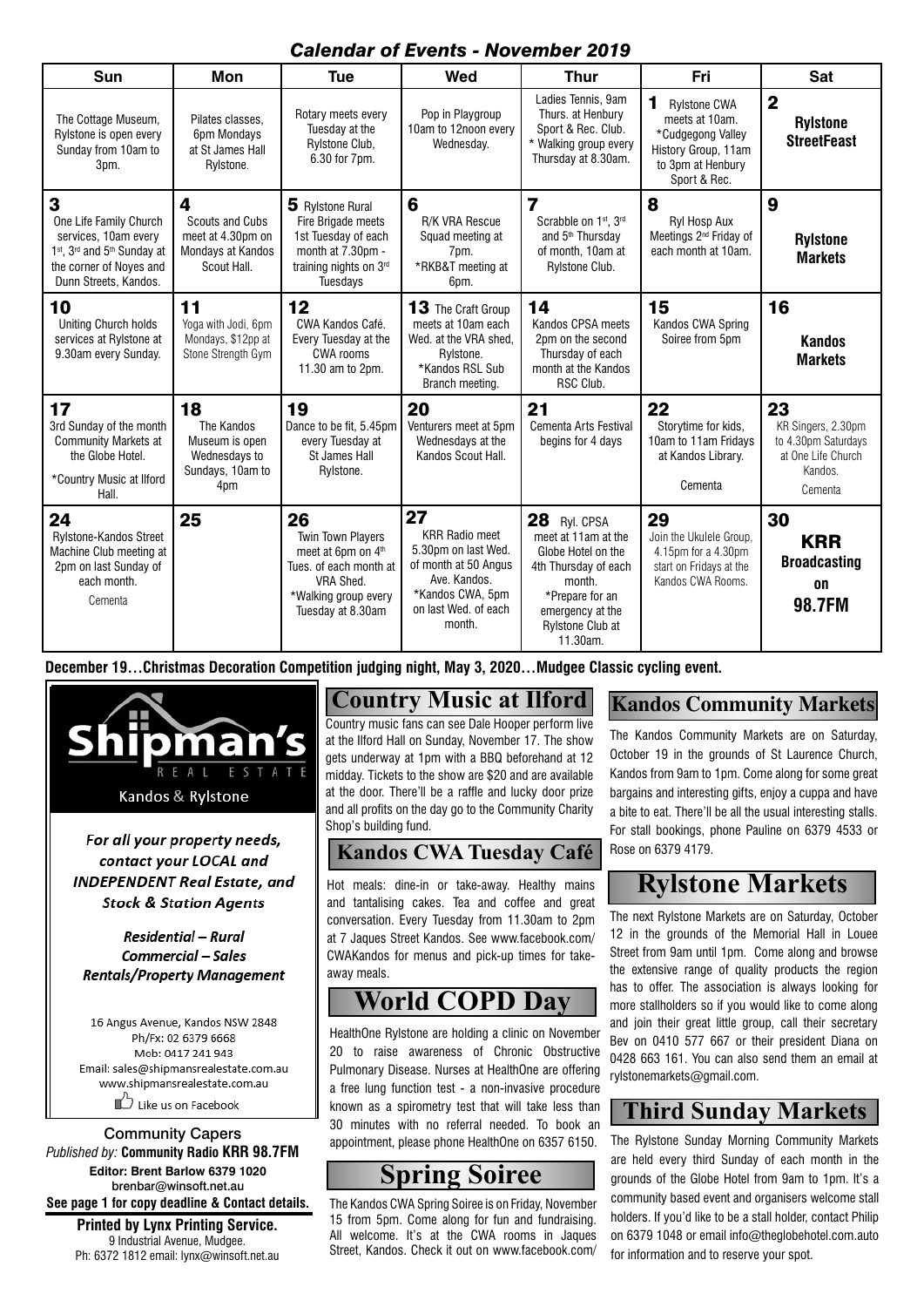*Calendar of Events - November 2019*

| Sun | Mon | Tue | Wed | Thur | Fri | Sat |
|---|---|---|---|---|---|---|
| The Cottage Museum, Rylstone is open every Sunday from 10am to 3pm. | Pilates classes, 6pm Mondays at St James Hall Rylstone. | Rotary meets every Tuesday at the Rylstone Club, 6.30 for 7pm. | Pop in Playgroup 10am to 12noon every Wednesday. | Ladies Tennis, 9am Thurs. at Henbury Sport & Rec. Club. * Walking group every Thursday at 8.30am. | **1** Rylstone CWA meets at 10am. *Cudgegong Valley History Group, 11am to 3pm at Henbury Sport & Rec. | **2** **Rylstone StreetFeast** |
| **3** One Life Family Church services, 10am every 1st, 3rd and 5th Sunday at the corner of Noyes and Dunn Streets, Kandos. | **4** Scouts and Cubs meet at 4.30pm on Mondays at Kandos Scout Hall. | **5** Rylstone Rural Fire Brigade meets 1st Tuesday of each month at 7.30pm - training nights on 3rd Tuesdays | **6** R/K VRA Rescue Squad meeting at 7pm. *RKB&T meeting at 6pm. | **7** Scrabble on 1st, 3rd and 5th Thursday of month, 10am at Rylstone Club. | **8** Ryl Hosp Aux Meetings 2nd Friday of each month at 10am. | **9** **Rylstone Markets** |
| **10** Uniting Church holds services at Rylstone at 9.30am every Sunday. | **11** Yoga with Jodi, 6pm Mondays, $12pp at Stone Strength Gym | **12** CWA Kandos Café. Every Tuesday at the CWA rooms 11.30 am to 2pm. | **13** The Craft Group meets at 10am each Wed. at the VRA shed, Rylstone. *Kandos RSL Sub Branch meeting. | **14** Kandos CPSA meets 2pm on the second Thursday of each month at the Kandos RSC Club. | **15** Kandos CWA Spring Soiree from 5pm | **16** **Kandos Markets** |
| **17** 3rd Sunday of the month Community Markets at the Globe Hotel. *Country Music at Ilford Hall. | **18** The Kandos Museum is open Wednesdays to Sundays, 10am to 4pm | **19** Dance to be fit, 5.45pm every Tuesday at St James Hall Rylstone. | **20** Venturers meet at 5pm Wednesdays at the Kandos Scout Hall. | **21** Cementa Arts Festival begins for 4 days | **22** Storytime for kids, 10am to 11am Fridays at Kandos Library. Cementa | **23** KR Singers, 2.30pm to 4.30pm Saturdays at One Life Church Kandos. Cementa |
| **24** Rylstone-Kandos Street Machine Club meeting at 2pm on last Sunday of each month. Cementa | **25** | **26** Twin Town Players meet at 6pm on 4th Tues. of each month at VRA Shed. *Walking group every Tuesday at 8.30am | **27** KRR Radio meet 5.30pm on last Wed. of month at 50 Angus Ave. Kandos. *Kandos CWA, 5pm on last Wed. of each month. | **28** Ryl. CPSA meet at 11am at the Globe Hotel on the 4th Thursday of each month. *Prepare for an emergency at the Rylstone Club at 11.30am. | **29** Join the Ukulele Group, 4.15pm for a 4.30pm start on Fridays at the Kandos CWA Rooms. | **30** **KRR Broadcasting on 98.7FM** |

**December 19…Christmas Decoration Competition judging night, May 3, 2020…Mudgee Classic cycling event.**

**Shipman's**
REAL ESTATE
Kandos & Rylstone

*For all your property needs, contact your LOCAL and INDEPENDENT Real Estate, and Stock & Station Agents*

*Residential – Rural*
*Commercial – Sales*
*Rentals/Property Management*

16 Angus Avenue, Kandos NSW 2848
Ph/Fx: 02 6379 6668
Mob: 0417 241 943
Email: sales@shipmansrealestate.com.au
www.shipmansrealestate.com.au
Like us on Facebook

Community Capers
*Published by:* **Community Radio KRR 98.7FM**
**Editor: Brent Barlow 6379 1020**
**brenbar@winsoft.net.au**
**See page 1 for copy deadline & Contact details.**

**Printed by Lynx Printing Service.**
9 Industrial Avenue, Mudgee.
Ph: 6372 1812 email: lynx@winsoft.net.au

## Country Music at Ilford

Country music fans can see Dale Hooper perform live at the Ilford Hall on Sunday, November 17. The show gets underway at 1pm with a BBQ beforehand at 12 midday. Tickets to the show are $20 and are available at the door. There'll be a raffle and lucky door prize and all profits on the day go to the Community Charity Shop's building fund.

## Kandos CWA Tuesday Café

Hot meals: dine-in or take-away. Healthy mains and tantalising cakes. Tea and coffee and great conversation. Every Tuesday from 11.30am to 2pm at 7 Jaques Street Kandos. See www.facebook.com/CWAKandos for menus and pick-up times for take-away meals.

## World COPD Day

HealthOne Rylstone are holding a clinic on November 20 to raise awareness of Chronic Obstructive Pulmonary Disease. Nurses at HealthOne are offering a free lung function test - a non-invasive procedure known as a spirometry test that will take less than 30 minutes with no referral needed. To book an appointment, please phone HealthOne on 6357 6150.

## Spring Soiree

The Kandos CWA Spring Soiree is on Friday, November 15 from 5pm. Come along for fun and fundraising. All welcome. It's at the CWA rooms in Jaques Street, Kandos. Check it out on www.facebook.com/

## Kandos Community Markets

The Kandos Community Markets are on Saturday, October 19 in the grounds of St Laurence Church, Kandos from 9am to 1pm. Come along for some great bargains and interesting gifts, enjoy a cuppa and have a bite to eat. There'll be all the usual interesting stalls. For stall bookings, phone Pauline on 6379 4533 or Rose on 6379 4179.

## Rylstone Markets

The next Rylstone Markets are on Saturday, October 12 in the grounds of the Memorial Hall in Louee Street from 9am until 1pm. Come along and browse the extensive range of quality products the region has to offer. The association is always looking for more stallholders so if you would like to come along and join their great little group, call their secretary Bev on 0410 577 667 or their president Diana on 0428 663 161. You can also send them an email at rylstonemarkets@gmail.com.

## Third Sunday Markets

The Rylstone Sunday Morning Community Markets are held every third Sunday of each month in the grounds of the Globe Hotel from 9am to 1pm. It's a community based event and organisers welcome stall holders. If you'd like to be a stall holder, contact Philip on 6379 1048 or email info@theglobehotel.com.auto for information and to reserve your spot.